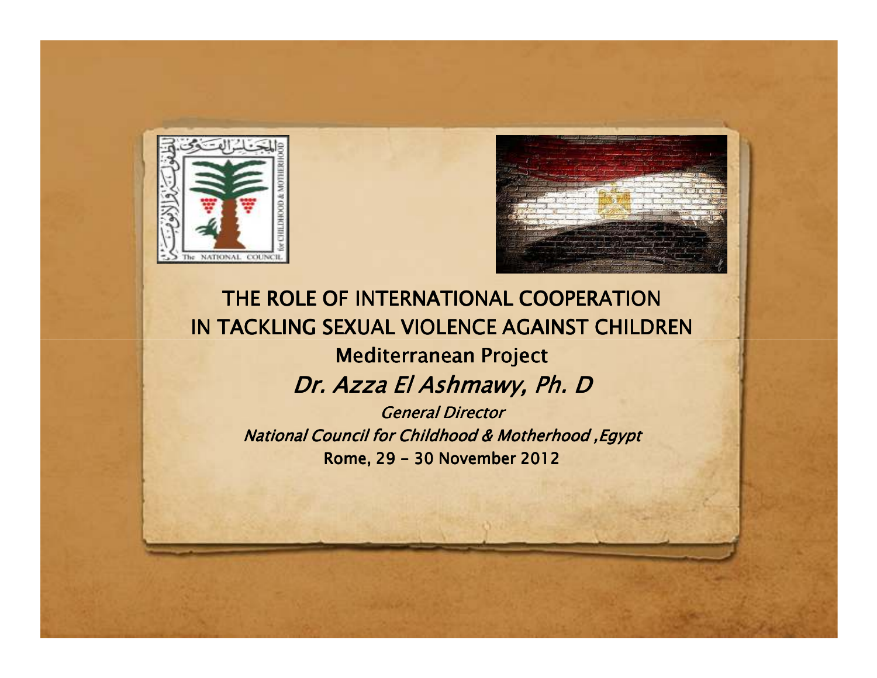# THE ROLE OF INTERNATIONAL COOPERATION IN TACKLING SEXUAL VIOLENCE AGAINST CHILDREN

## Mediterranean Project

*Dr. Azza El Ashmawy, Ph. D*

*General Director*

*National Council for Childhood & Motherhood ,Egypt*

Rome, 29 – 30 November 2012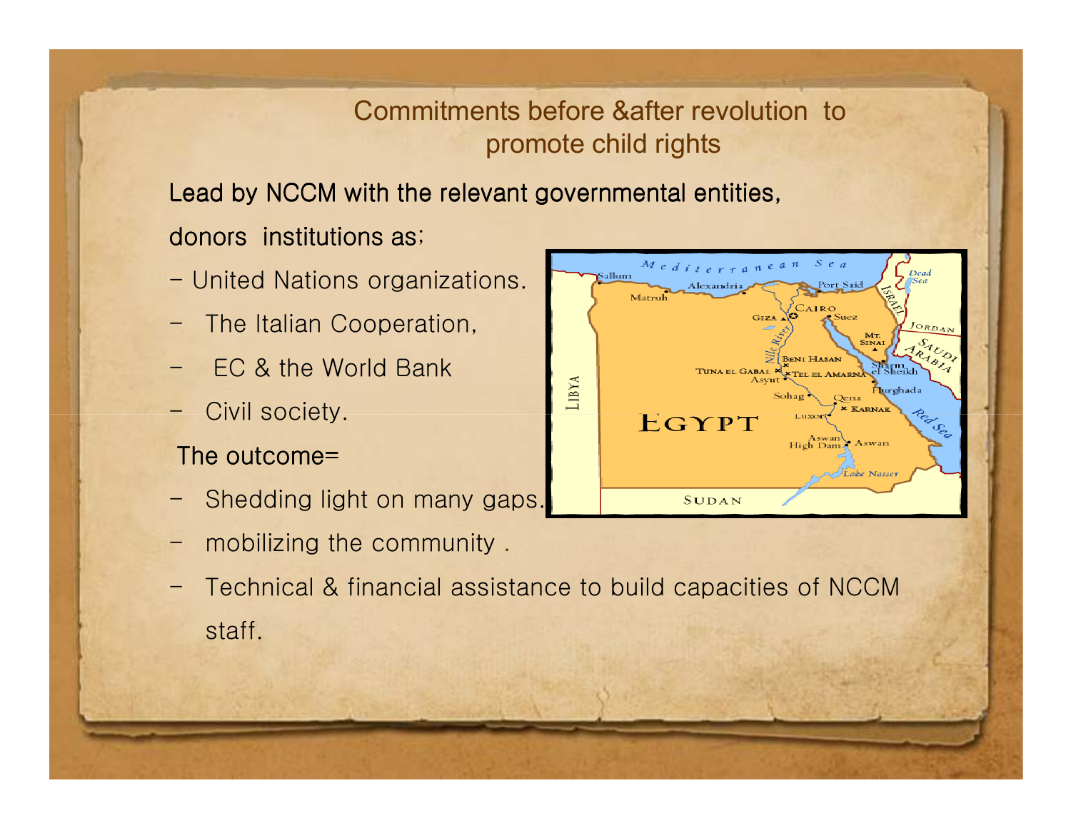## Commitments before &after revolution to promote child rights

Lead by NCCM with the relevant governmental entities, donors institutions as;

- United Nations organizations.
- The Italian Cooperation,
- EC & the World Bank
- Civil society.

The outcome=

- Shedding light on many gaps.
- mobilizing the community .
- Technical & financial assistance to build capacities of NCCM staff.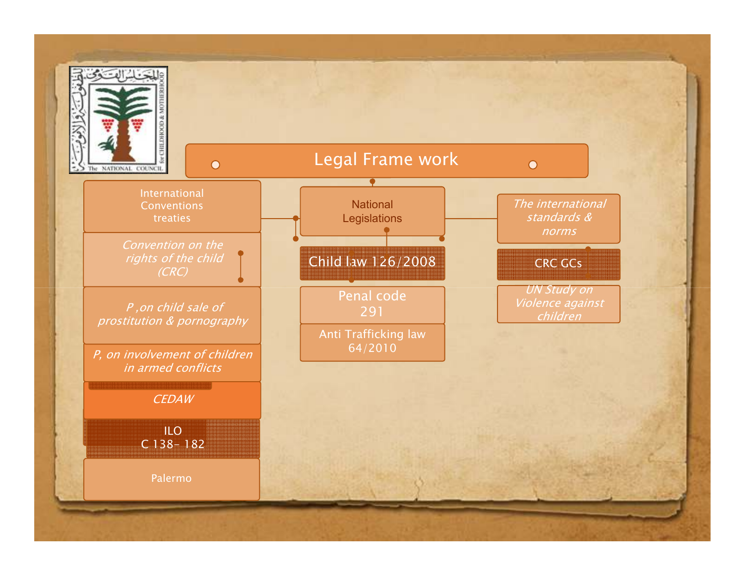# Legal Frame work

## International Conventions treaties

- *Convention on the rights of the child (CRC)*
- *P ,on child sale of prostitution & pornography*
- *P, on involvement of children in armed conflicts*
- *CEDAW*
- ILO C 138- 182
- Palermo

## National Legislations

- Child law 126/2008
- Penal code 291
- Anti Trafficking law 64/2010

## *The international standards & norms*

- CRC GCs
- *UN Study on Violence against children*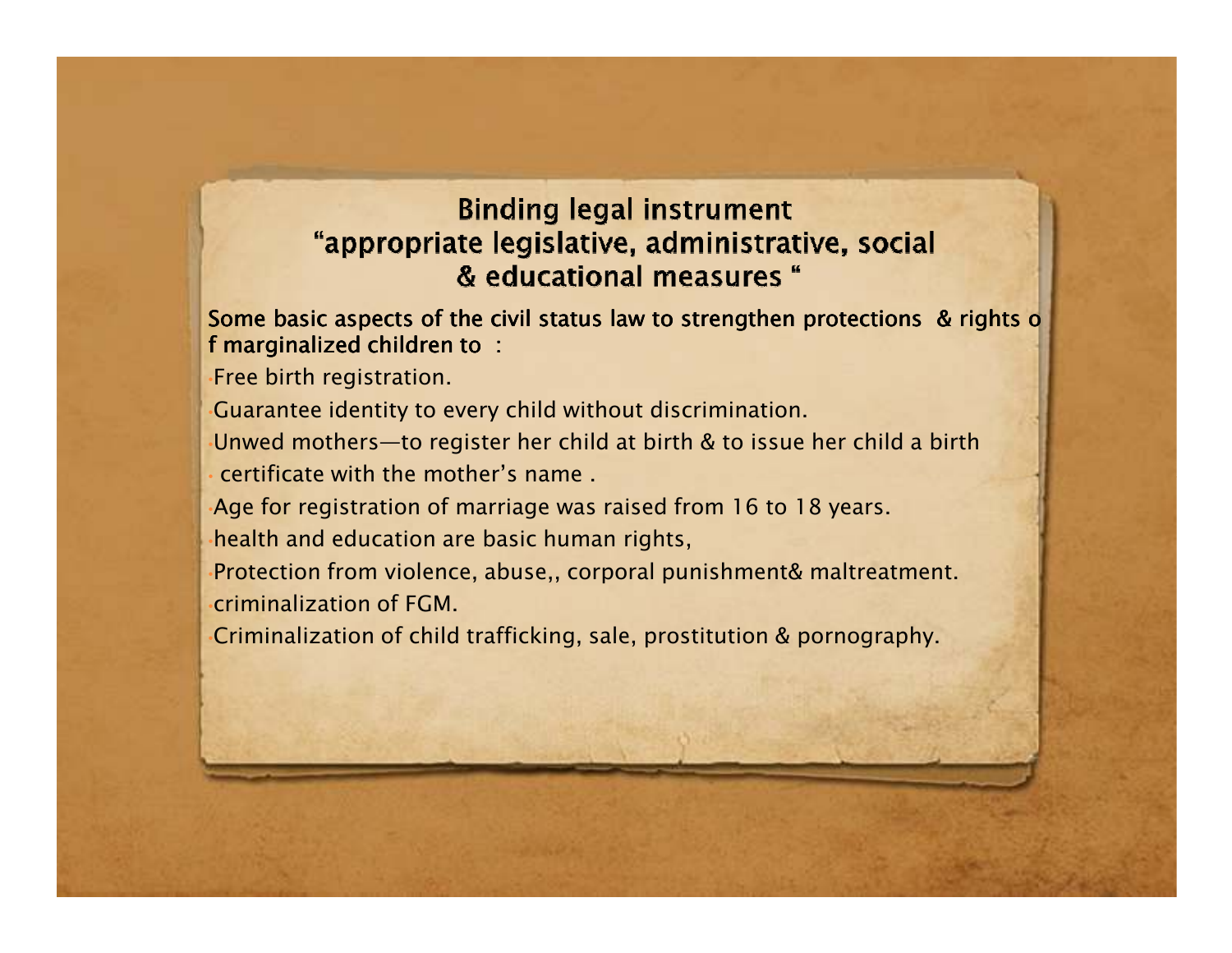## Binding legal instrument
## "appropriate legislative, administrative, social & educational measures "

Some basic aspects of the civil status law to strengthen protections & rights of marginalized children to :

- Free birth registration.
- Guarantee identity to every child without discrimination.
- Unwed mothers—to register her child at birth & to issue her child a birth
- certificate with the mother's name .
- Age for registration of marriage was raised from 16 to 18 years.
- health and education are basic human rights,
- Protection from violence, abuse,, corporal punishment& maltreatment.
- criminalization of FGM.
- Criminalization of child trafficking, sale, prostitution & pornography.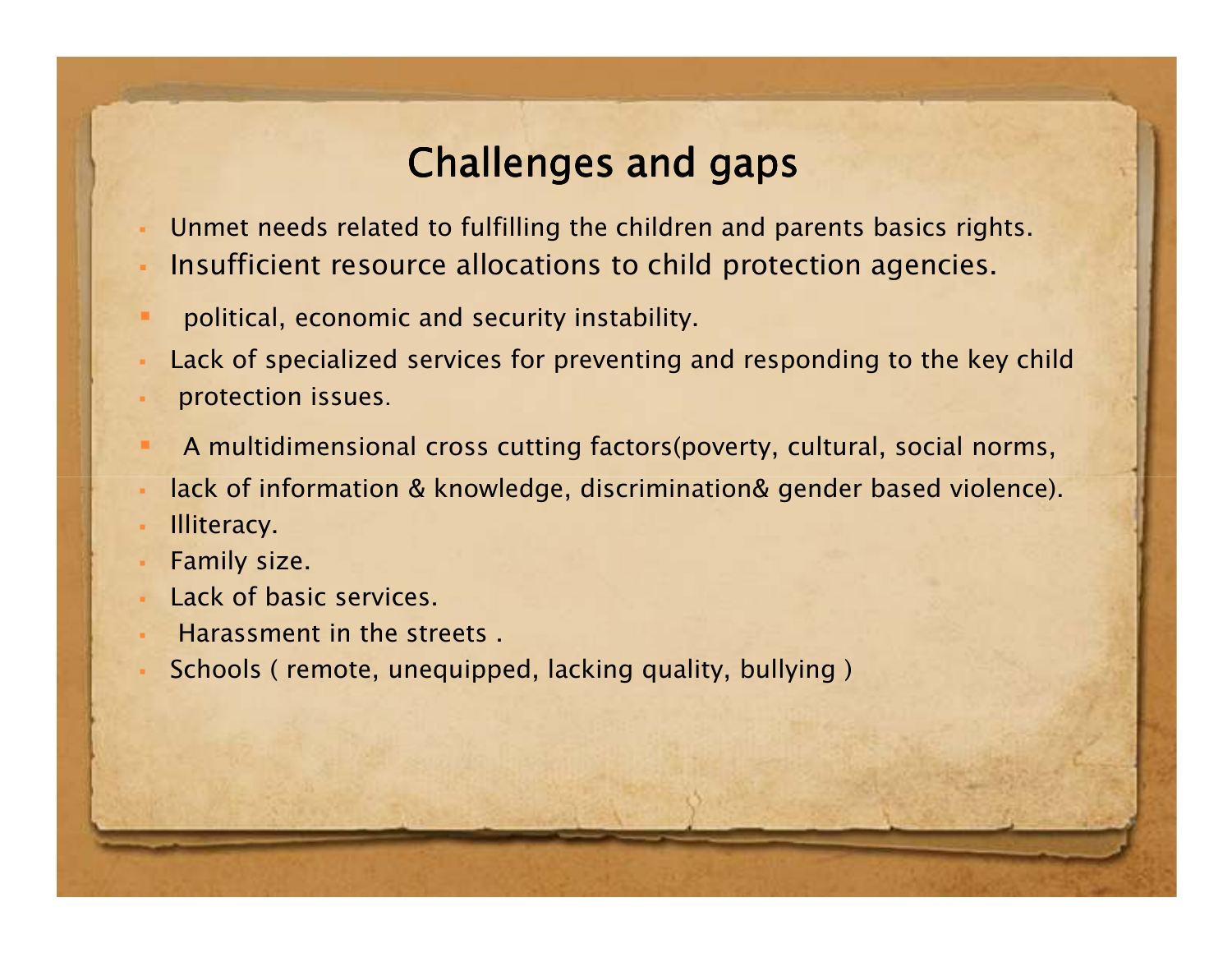# Challenges and gaps

- Unmet needs related to fulfilling the children and parents basics rights.
- Insufficient resource allocations to child protection agencies.
- political, economic and security instability.
- Lack of specialized services for preventing and responding to the key child
- protection issues.
- A multidimensional cross cutting factors(poverty, cultural, social norms,
- lack of information & knowledge, discrimination& gender based violence).
- Illiteracy.
- Family size.
- Lack of basic services.
- Harassment in the streets .
- Schools ( remote, unequipped, lacking quality, bullying )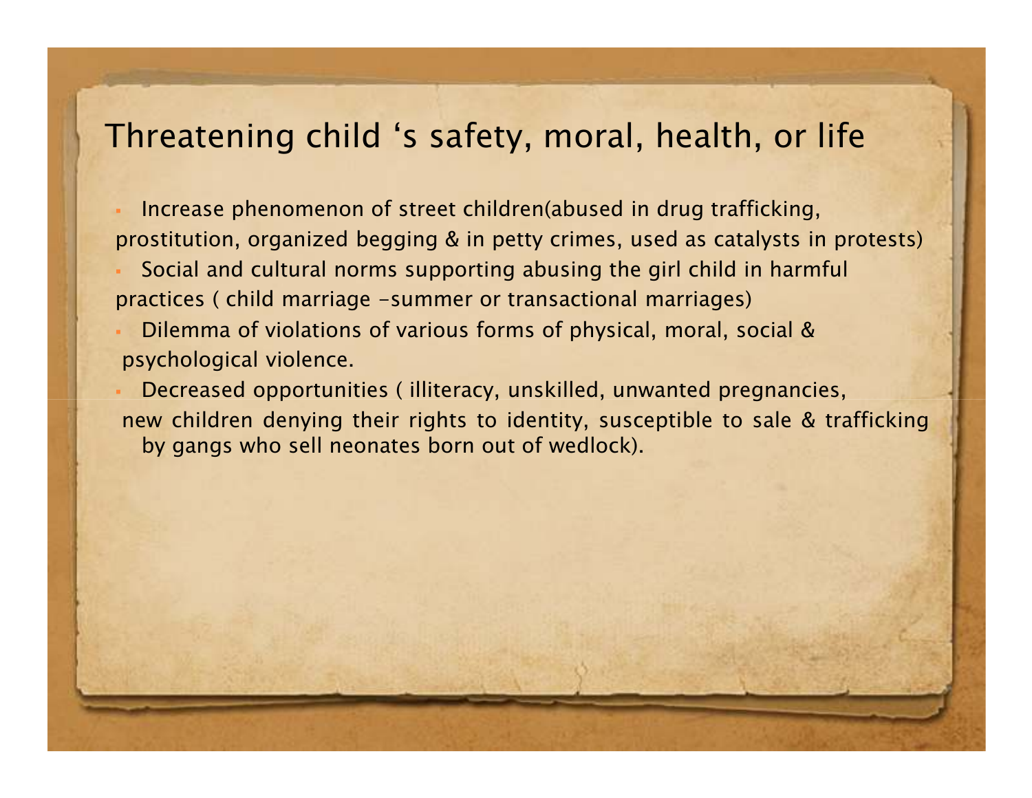# Threatening child 's safety, moral, health, or life

- Increase phenomenon of street children(abused in drug trafficking, prostitution, organized begging & in petty crimes, used as catalysts in protests)
- Social and cultural norms supporting abusing the girl child in harmful practices ( child marriage -summer or transactional marriages)
- Dilemma of violations of various forms of physical, moral, social & psychological violence.
- Decreased opportunities ( illiteracy, unskilled, unwanted pregnancies, new children denying their rights to identity, susceptible to sale & trafficking by gangs who sell neonates born out of wedlock).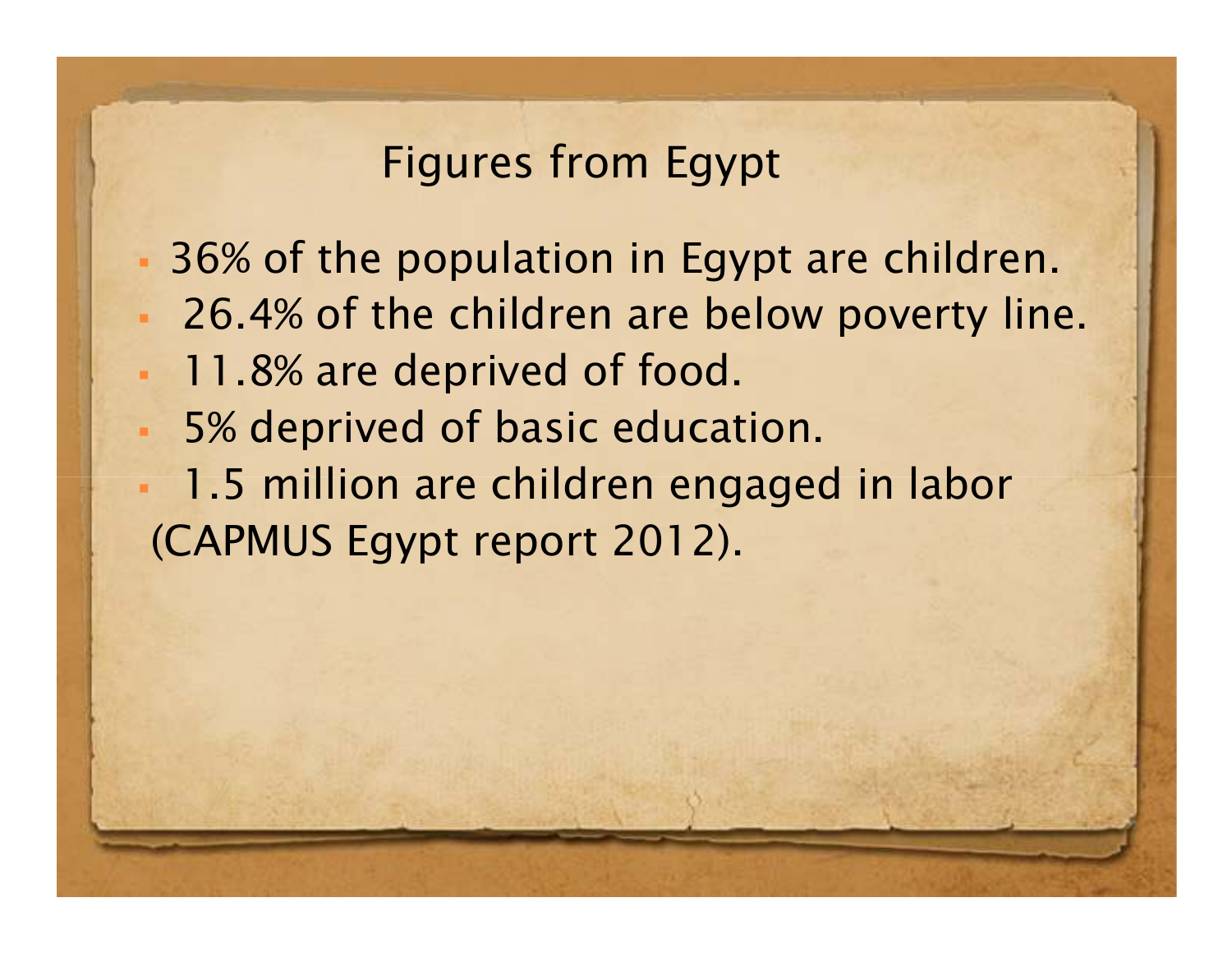## Figures from Egypt

- 36% of the population in Egypt are children.
- 26.4% of the children are below poverty line.
- 11.8% are deprived of food.
- 5% deprived of basic education.
- 1.5 million are children engaged in labor (CAPMUS Egypt report 2012).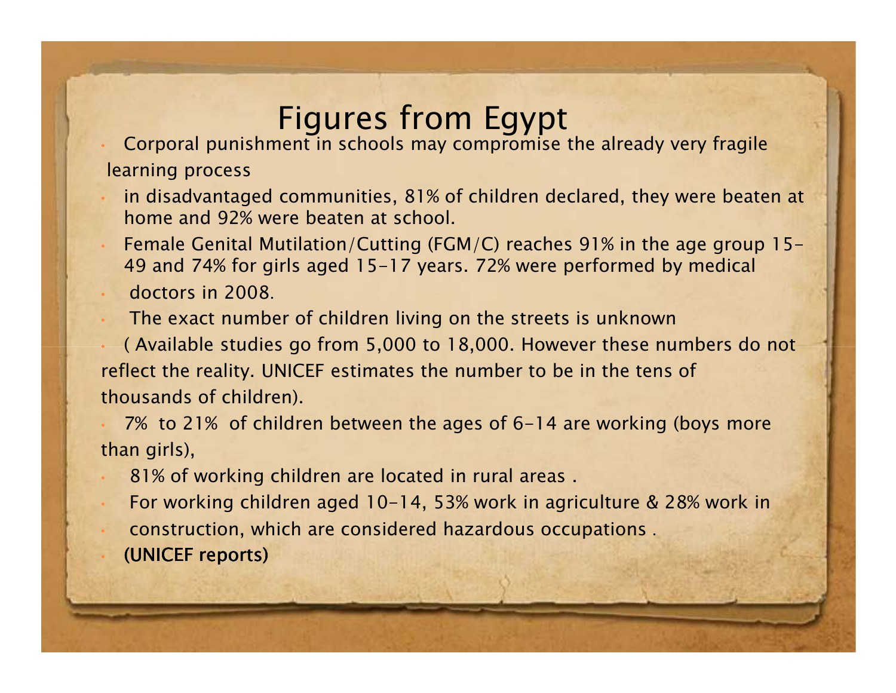# Figures from Egypt

- Corporal punishment in schools may compromise the already very fragile learning process
- in disadvantaged communities, 81% of children declared, they were beaten at home and 92% were beaten at school.
- Female Genital Mutilation/Cutting (FGM/C) reaches 91% in the age group 15-49 and 74% for girls aged 15-17 years. 72% were performed by medical
- doctors in 2008.
- The exact number of children living on the streets is unknown
- ( Available studies go from 5,000 to 18,000. However these numbers do not reflect the reality. UNICEF estimates the number to be in the tens of thousands of children).
- 7% to 21% of children between the ages of 6-14 are working (boys more than girls),
- 81% of working children are located in rural areas .
- For working children aged 10-14, 53% work in agriculture & 28% work in
- construction, which are considered hazardous occupations .
- **(UNICEF reports)**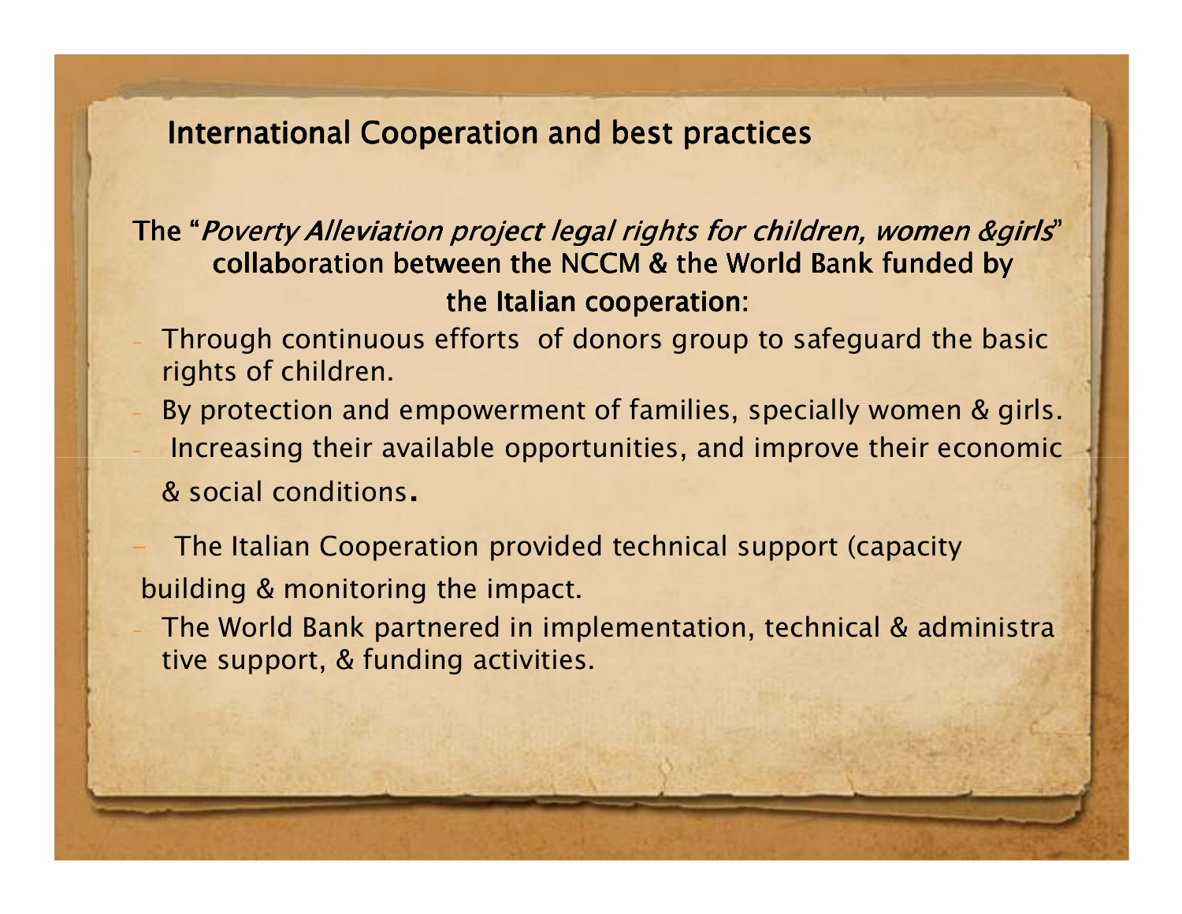## International Cooperation and best practices

**The "*Poverty Alleviation project legal rights for children, women &girls*" collaboration between the NCCM & the World Bank funded by the Italian cooperation:**

- Through continuous efforts of donors group to safeguard the basic rights of children.
- By protection and empowerment of families, specially women & girls.
- Increasing their available opportunities, and improve their economic & social conditions.
- The Italian Cooperation provided technical support (capacity building & monitoring the impact.
- The World Bank partnered in implementation, technical & administrative support, & funding activities.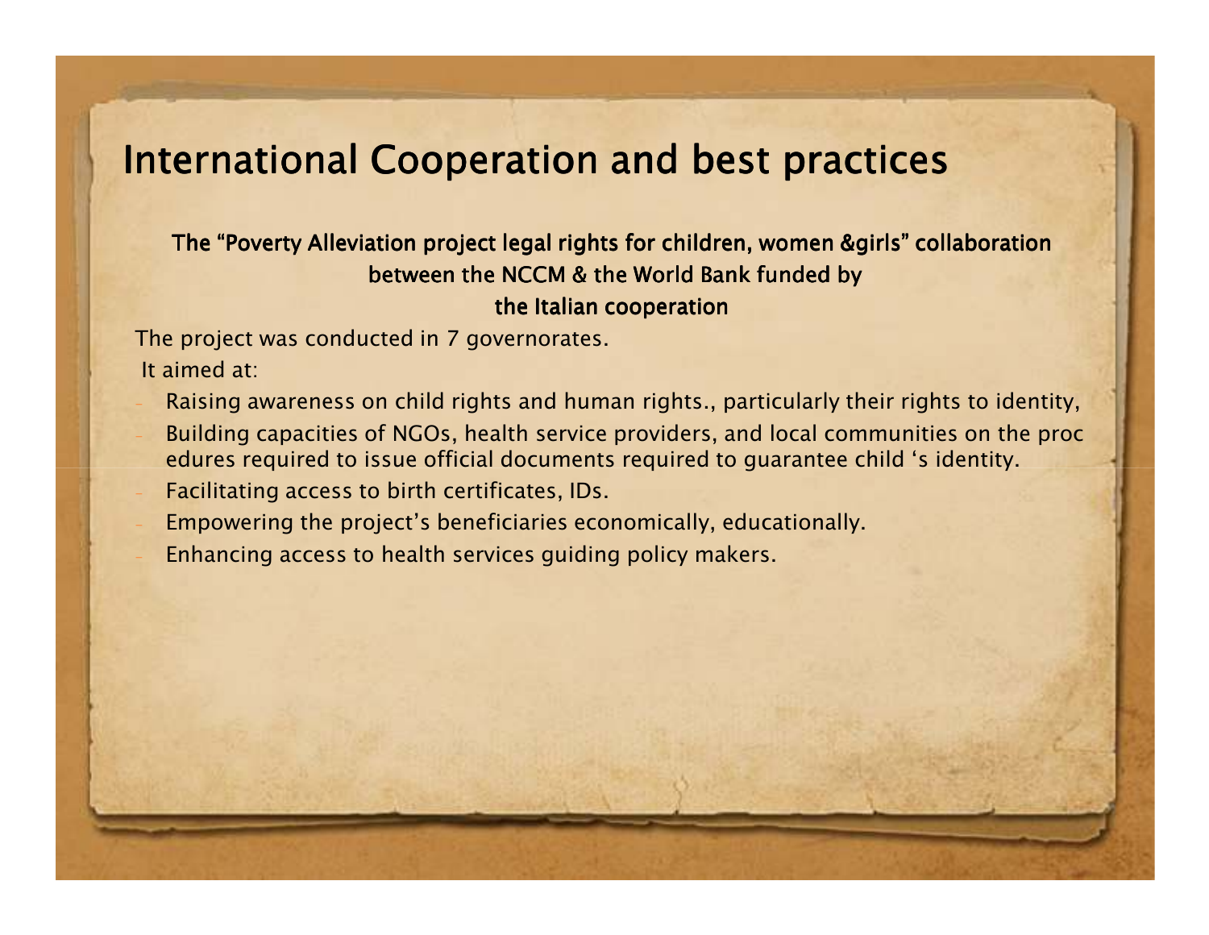# International Cooperation and best practices

**The "Poverty Alleviation project legal rights for children, women &girls" collaboration between the NCCM & the World Bank funded by the Italian cooperation**

The project was conducted in 7 governorates.

It aimed at:

- Raising awareness on child rights and human rights., particularly their rights to identity,
- Building capacities of NGOs, health service providers, and local communities on the procedures required to issue official documents required to guarantee child 's identity.
- Facilitating access to birth certificates, IDs.
- Empowering the project's beneficiaries economically, educationally.
- Enhancing access to health services guiding policy makers.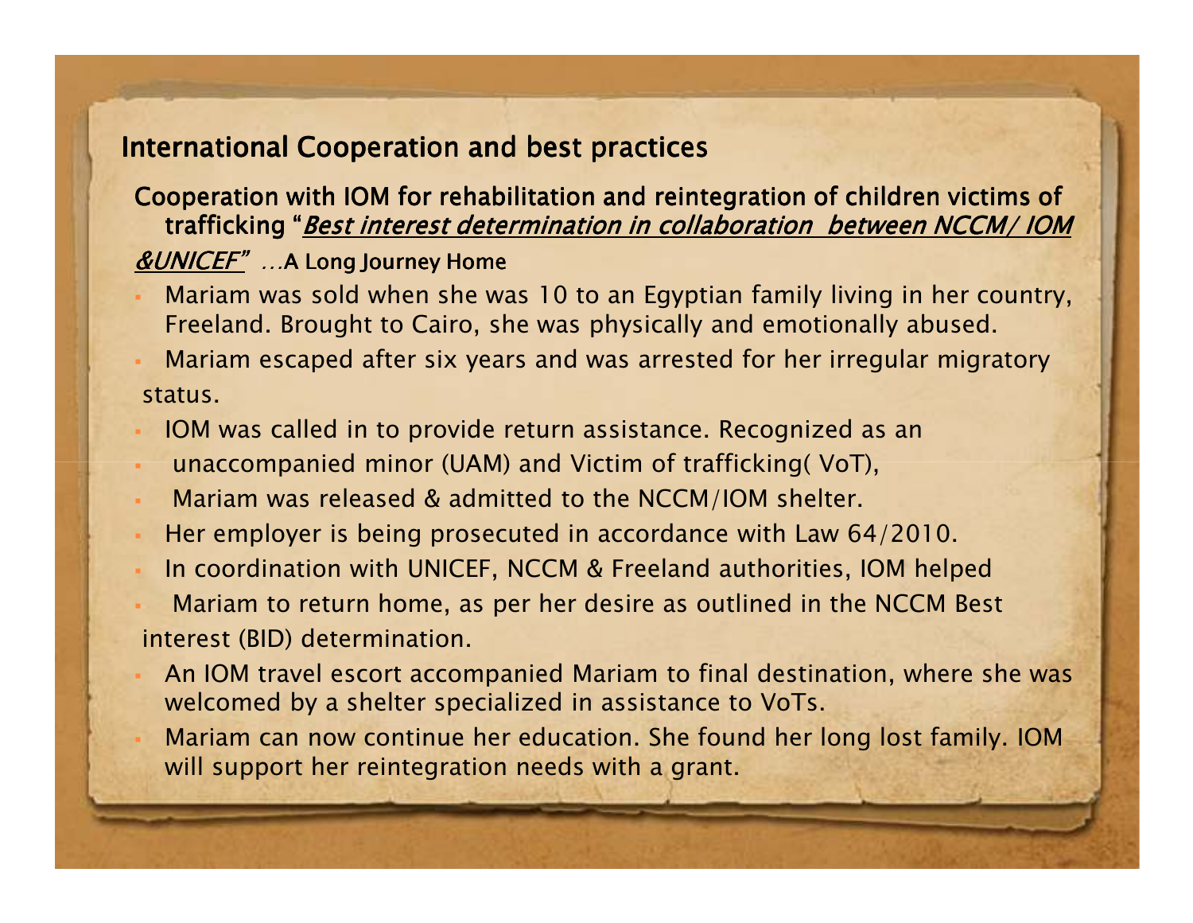## International Cooperation and best practices

### Cooperation with IOM for rehabilitation and reintegration of children victims of trafficking "*Best interest determination in collaboration between NCCM/ IOM &UNICEF*" …A Long Journey Home

- Mariam was sold when she was 10 to an Egyptian family living in her country, Freeland. Brought to Cairo, she was physically and emotionally abused.
- Mariam escaped after six years and was arrested for her irregular migratory status.
- IOM was called in to provide return assistance. Recognized as an
- unaccompanied minor (UAM) and Victim of trafficking( VoT),
- Mariam was released & admitted to the NCCM/IOM shelter.
- Her employer is being prosecuted in accordance with Law 64/2010.
- In coordination with UNICEF, NCCM & Freeland authorities, IOM helped
- Mariam to return home, as per her desire as outlined in the NCCM Best interest (BID) determination.
- An IOM travel escort accompanied Mariam to final destination, where she was welcomed by a shelter specialized in assistance to VoTs.
- Mariam can now continue her education. She found her long lost family. IOM will support her reintegration needs with a grant.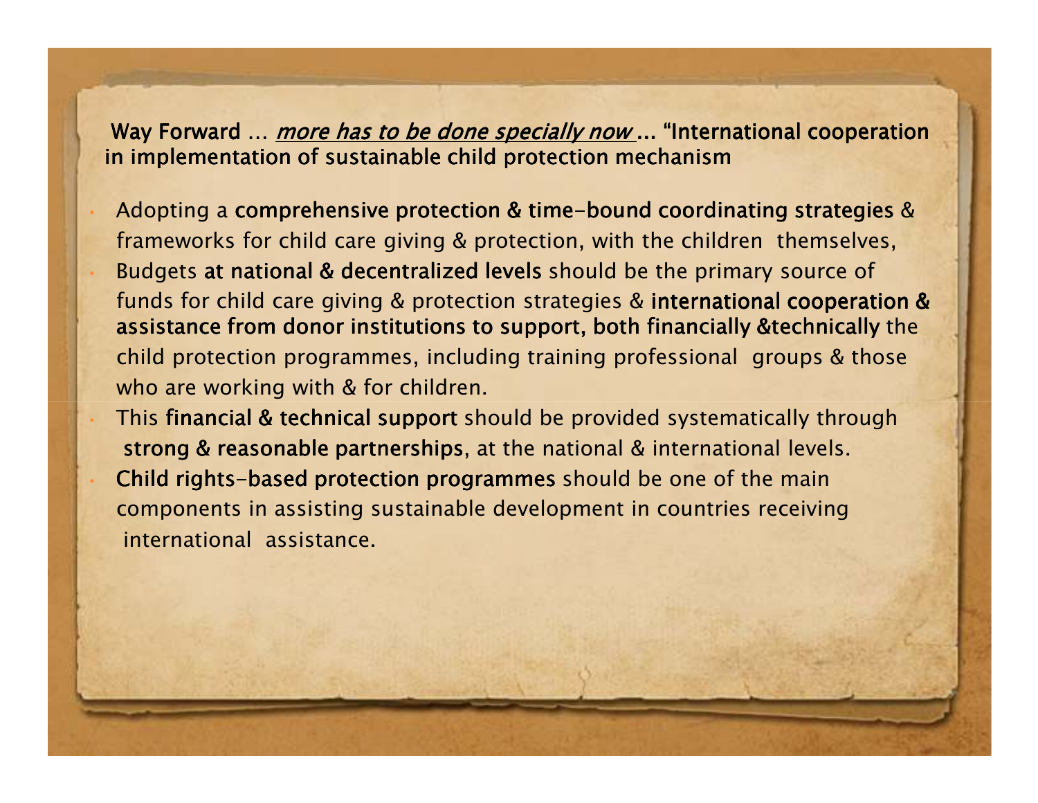## Way Forward … *more has to be done specially now* … "International cooperation in implementation of sustainable child protection mechanism

- Adopting a **comprehensive protection & time-bound coordinating strategies** & frameworks for child care giving & protection, with the children themselves,
- Budgets **at national & decentralized levels** should be the primary source of funds for child care giving & protection strategies & **international cooperation & assistance from donor institutions to support, both financially &technically** the child protection programmes, including training professional groups & those who are working with & for children.
- This **financial & technical support** should be provided systematically through **strong & reasonable partnerships**, at the national & international levels.
- **Child rights-based protection programmes** should be one of the main components in assisting sustainable development in countries receiving international assistance.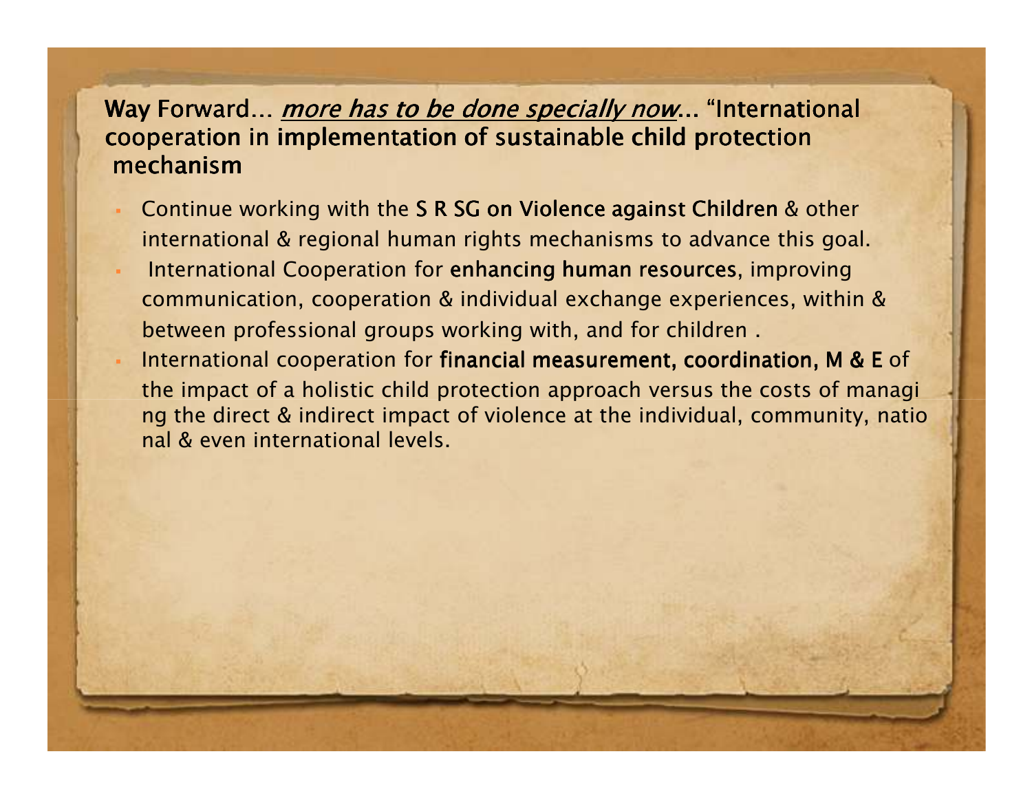## Way Forward… *more has to be done specially now*… "International cooperation in implementation of sustainable child protection mechanism

- Continue working with the **S R SG on Violence against Children** & other international & regional human rights mechanisms to advance this goal.
- International Cooperation for **enhancing human resources**, improving communication, cooperation & individual exchange experiences, within & between professional groups working with, and for children .
- International cooperation for **financial measurement, coordination, M & E** of the impact of a holistic child protection approach versus the costs of managing the direct & indirect impact of violence at the individual, community, national & even international levels.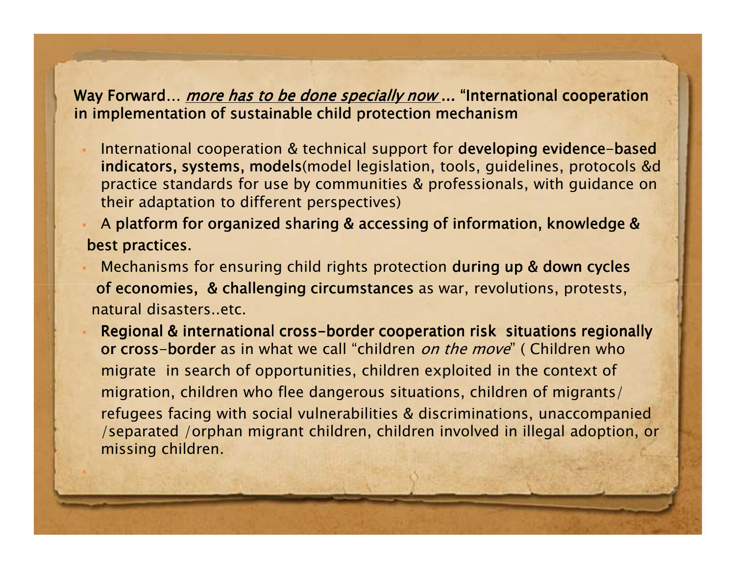**Way Forward…** ***<u>more has to be done specially now</u>*** **… "International cooperation in implementation of sustainable child protection mechanism**

- International cooperation & technical support for **developing evidence-based indicators, systems, models**(model legislation, tools, guidelines, protocols &d practice standards for use by communities & professionals, with guidance on their adaptation to different perspectives)
- A **platform for organized sharing & accessing of information, knowledge & best practices.**
- Mechanisms for ensuring child rights protection **during up & down cycles of economies, & challenging circumstances** as war, revolutions, protests, natural disasters..etc.
- **Regional & international cross-border cooperation risk situations regionally or cross-border** as in what we call "children *on the move*" ( Children who migrate in search of opportunities, children exploited in the context of migration, children who flee dangerous situations, children of migrants/ refugees facing with social vulnerabilities & discriminations, unaccompanied /separated /orphan migrant children, children involved in illegal adoption, or missing children.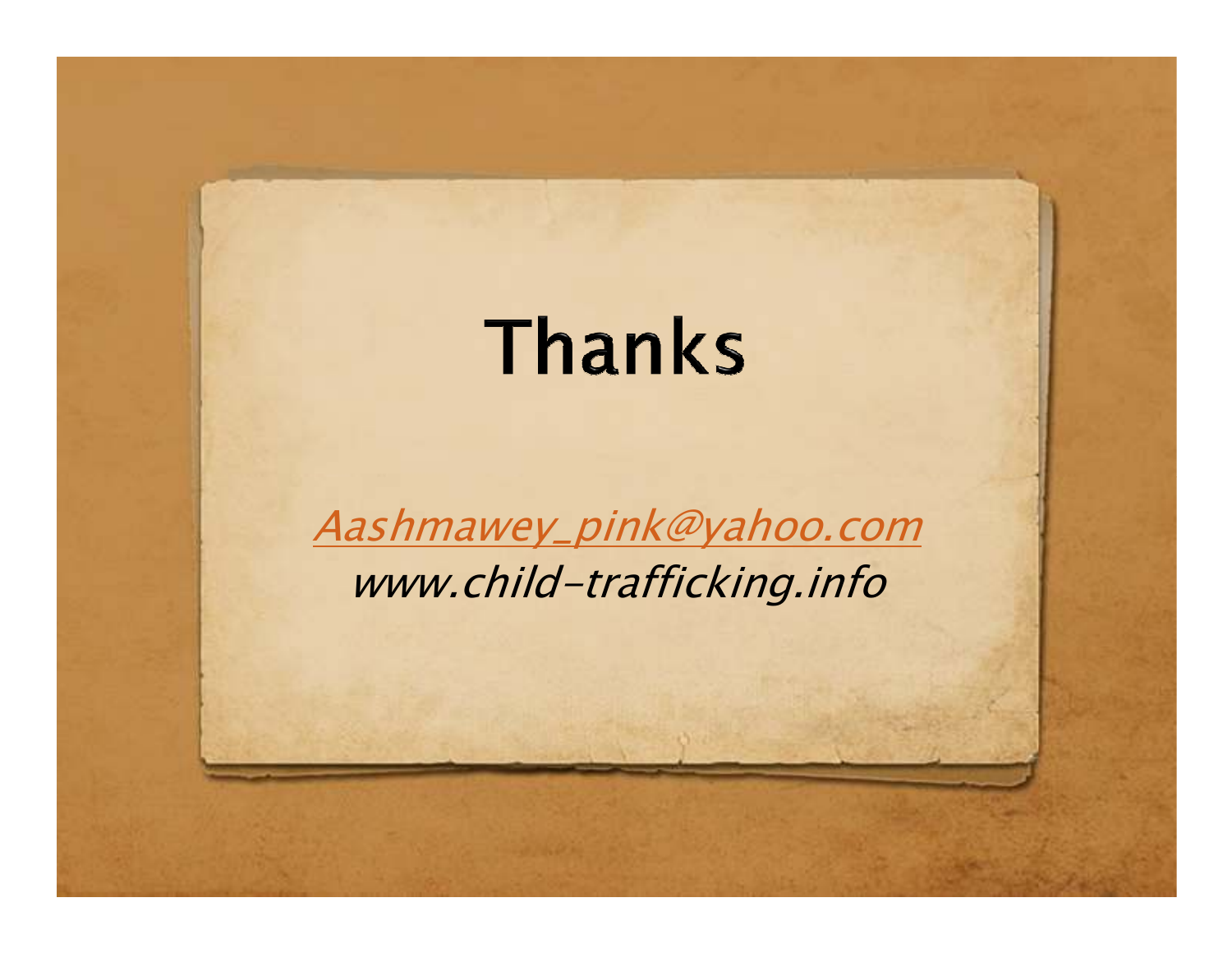# Thanks

*Aashmawey_pink@yahoo.com*

*www.child-trafficking.info*